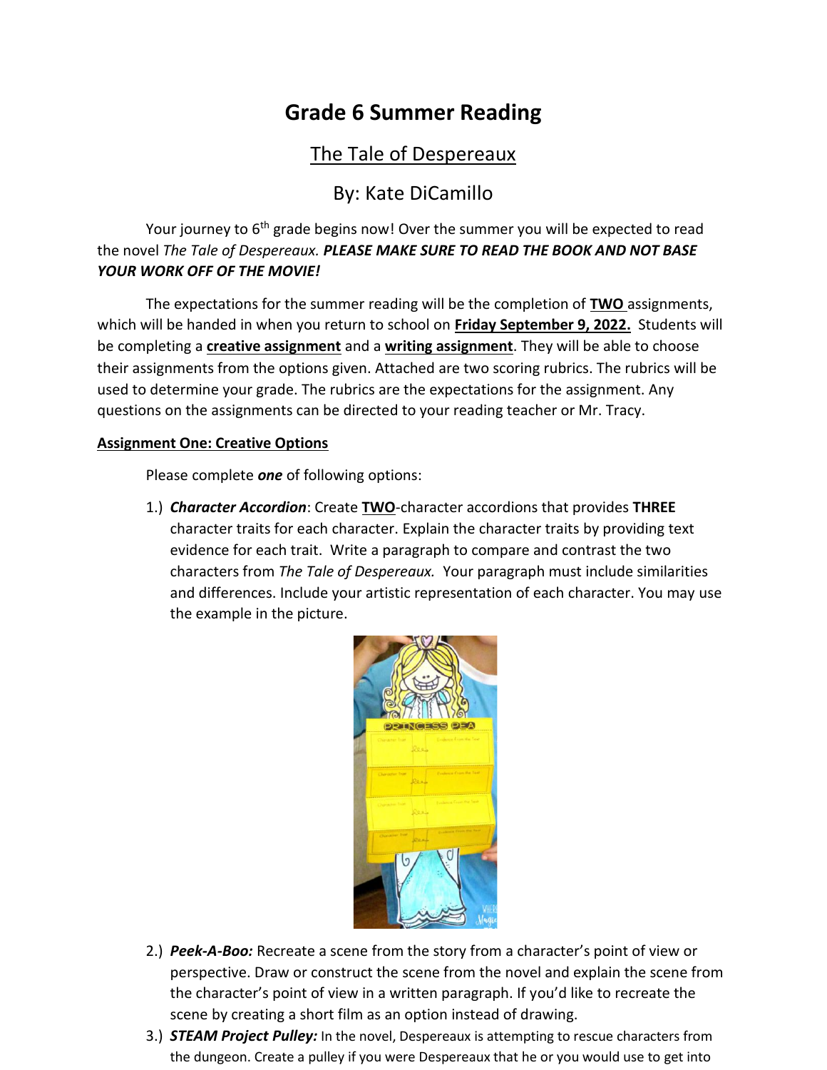# Grade 6 Summer Reading

## The Tale of Despereaux

## By: Kate DiCamillo

Your journey to 6th grade begins now! Over the summer you will be expected to read the novel *The Tale of Despereaux.* ***PLEASE MAKE SURE TO READ THE BOOK AND NOT BASE YOUR WORK OFF OF THE MOVIE!***

The expectations for the summer reading will be the completion of **TWO** assignments, which will be handed in when you return to school on **Friday September 9, 2022.** Students will be completing a **creative assignment** and a **writing assignment**. They will be able to choose their assignments from the options given. Attached are two scoring rubrics. The rubrics will be used to determine your grade. The rubrics are the expectations for the assignment. Any questions on the assignments can be directed to your reading teacher or Mr. Tracy.

**Assignment One: Creative Options**

Please complete ***one*** of following options:

1.) ***Character Accordion***: Create **TWO**-character accordions that provides **THREE** character traits for each character. Explain the character traits by providing text evidence for each trait. Write a paragraph to compare and contrast the two characters from *The Tale of Despereaux.* Your paragraph must include similarities and differences. Include your artistic representation of each character. You may use the example in the picture.

2.) ***Peek-A-Boo:*** Recreate a scene from the story from a character's point of view or perspective. Draw or construct the scene from the novel and explain the scene from the character's point of view in a written paragraph. If you'd like to recreate the scene by creating a short film as an option instead of drawing.

3.) ***STEAM Project Pulley:*** In the novel, Despereaux is attempting to rescue characters from the dungeon. Create a pulley if you were Despereaux that he or you would use to get into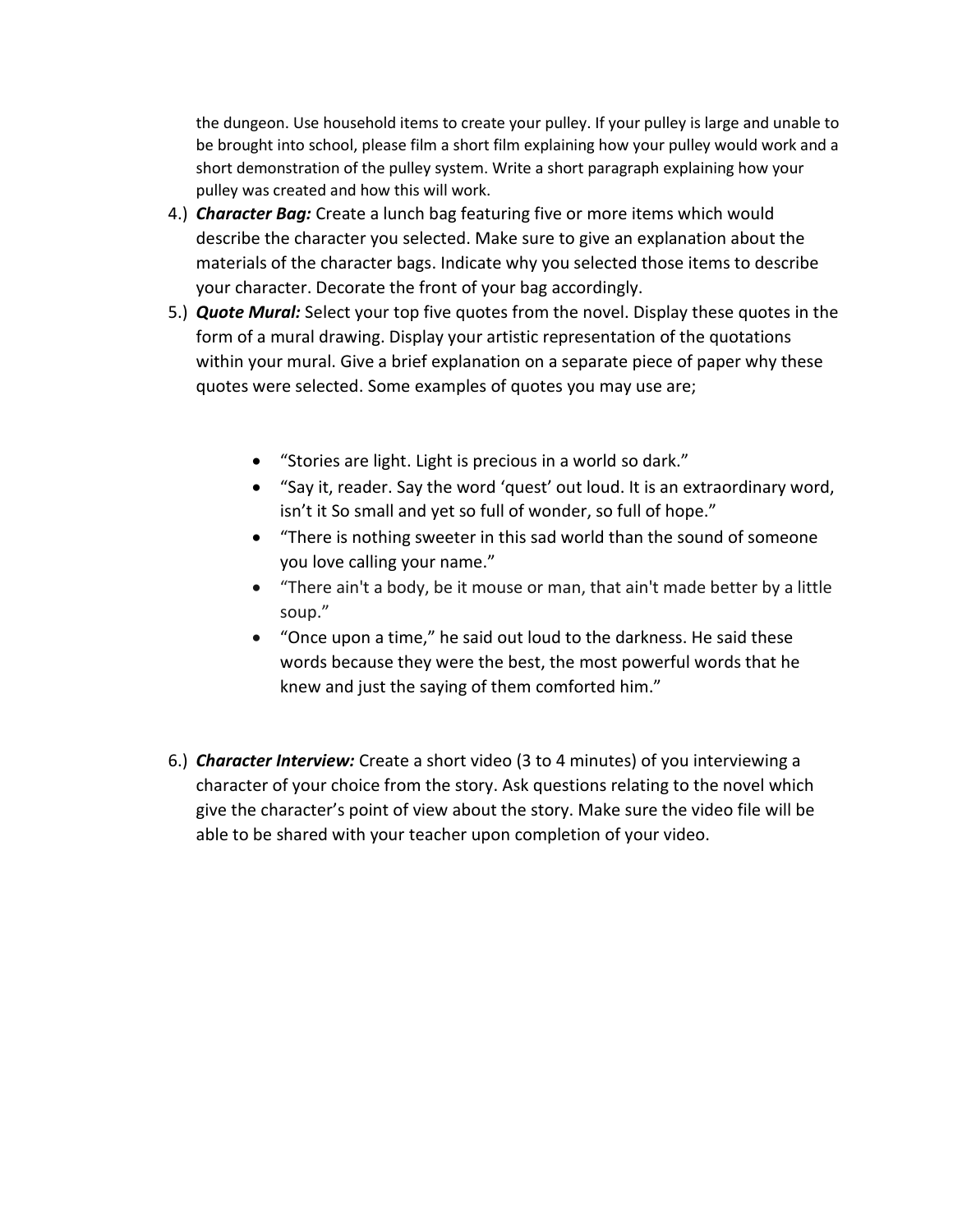the dungeon. Use household items to create your pulley. If your pulley is large and unable to be brought into school, please film a short film explaining how your pulley would work and a short demonstration of the pulley system. Write a short paragraph explaining how your pulley was created and how this will work.

4.) ***Character Bag:*** Create a lunch bag featuring five or more items which would describe the character you selected. Make sure to give an explanation about the materials of the character bags. Indicate why you selected those items to describe your character. Decorate the front of your bag accordingly.

5.) ***Quote Mural:*** Select your top five quotes from the novel. Display these quotes in the form of a mural drawing. Display your artistic representation of the quotations within your mural. Give a brief explanation on a separate piece of paper why these quotes were selected. Some examples of quotes you may use are;

- "Stories are light. Light is precious in a world so dark."
- "Say it, reader. Say the word 'quest' out loud. It is an extraordinary word, isn't it So small and yet so full of wonder, so full of hope."
- "There is nothing sweeter in this sad world than the sound of someone you love calling your name."
- "There ain't a body, be it mouse or man, that ain't made better by a little soup."
- "Once upon a time," he said out loud to the darkness. He said these words because they were the best, the most powerful words that he knew and just the saying of them comforted him."

6.) ***Character Interview:*** Create a short video (3 to 4 minutes) of you interviewing a character of your choice from the story. Ask questions relating to the novel which give the character's point of view about the story. Make sure the video file will be able to be shared with your teacher upon completion of your video.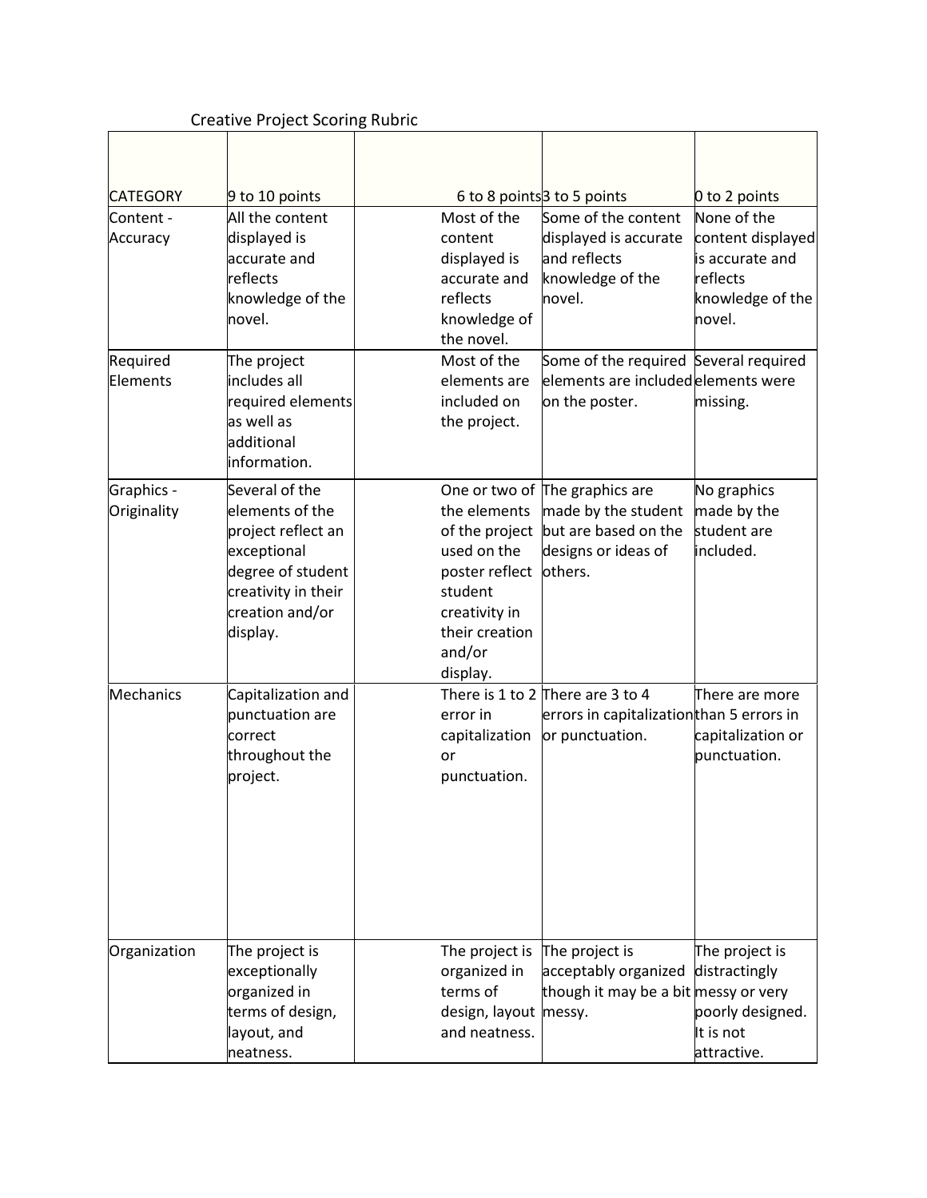Creative Project Scoring Rubric

| CATEGORY | 9 to 10 points | 6 to 8 points | 3 to 5 points | 0 to 2 points |
|---|---|---|---|---|
| Content - Accuracy | All the content displayed is accurate and reflects knowledge of the novel. | Most of the content displayed is accurate and reflects knowledge of the novel. | Some of the content displayed is accurate and reflects knowledge of the novel. | None of the content displayed is accurate and reflects knowledge of the novel. |
| Required Elements | The project includes all required elements as well as additional information. | Most of the elements are included on the project. | Some of the required elements are included on the poster. | Several required elements were missing. |
| Graphics - Originality | Several of the elements of the project reflect an exceptional degree of student creativity in their creation and/or display. | One or two of the elements of the project used on the poster reflect student creativity in their creation and/or display. | The graphics are made by the student but are based on the designs or ideas of others. | No graphics made by the student are included. |
| Mechanics | Capitalization and punctuation are correct throughout the project. | There is 1 to 2 error in capitalization or punctuation. | There are 3 to 4 errors in capitalization or punctuation. | There are more than 5 errors in capitalization or punctuation. |
| Organization | The project is exceptionally organized in terms of design, layout, and neatness. | The project is organized in terms of design, layout and neatness. | The project is acceptably organized though it may be a bit messy. | The project is distractingly messy or very poorly designed. It is not attractive. |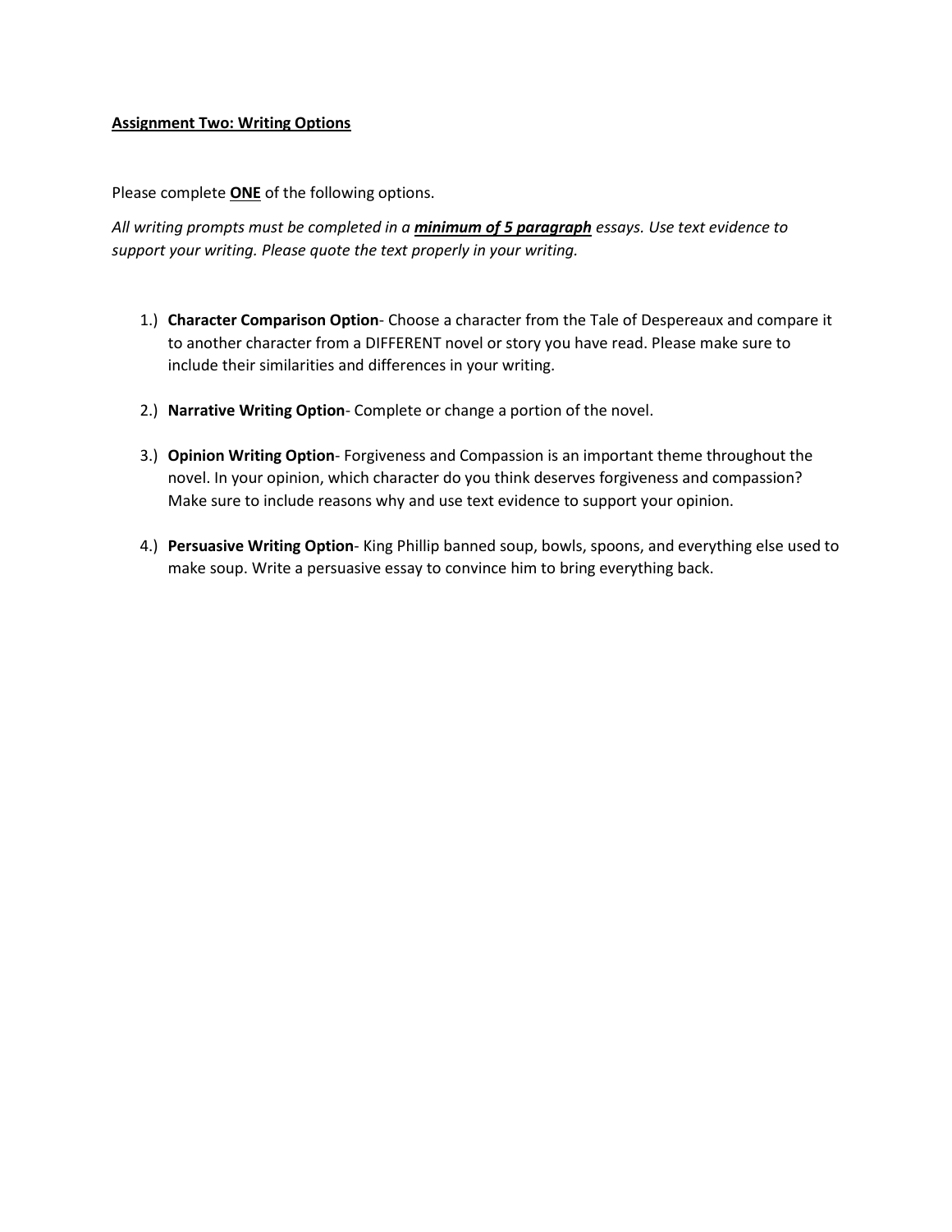**<u>Assignment Two: Writing Options</u>**

Please complete **<u>ONE</u>** of the following options.

*All writing prompts must be completed in a* ***<u>minimum of 5 paragraph</u>*** *essays. Use text evidence to support your writing. Please quote the text properly in your writing.*

1.) **Character Comparison Option**- Choose a character from the Tale of Despereaux and compare it to another character from a DIFFERENT novel or story you have read. Please make sure to include their similarities and differences in your writing.

2.) **Narrative Writing Option**- Complete or change a portion of the novel.

3.) **Opinion Writing Option**- Forgiveness and Compassion is an important theme throughout the novel. In your opinion, which character do you think deserves forgiveness and compassion? Make sure to include reasons why and use text evidence to support your opinion.

4.) **Persuasive Writing Option**- King Phillip banned soup, bowls, spoons, and everything else used to make soup. Write a persuasive essay to convince him to bring everything back.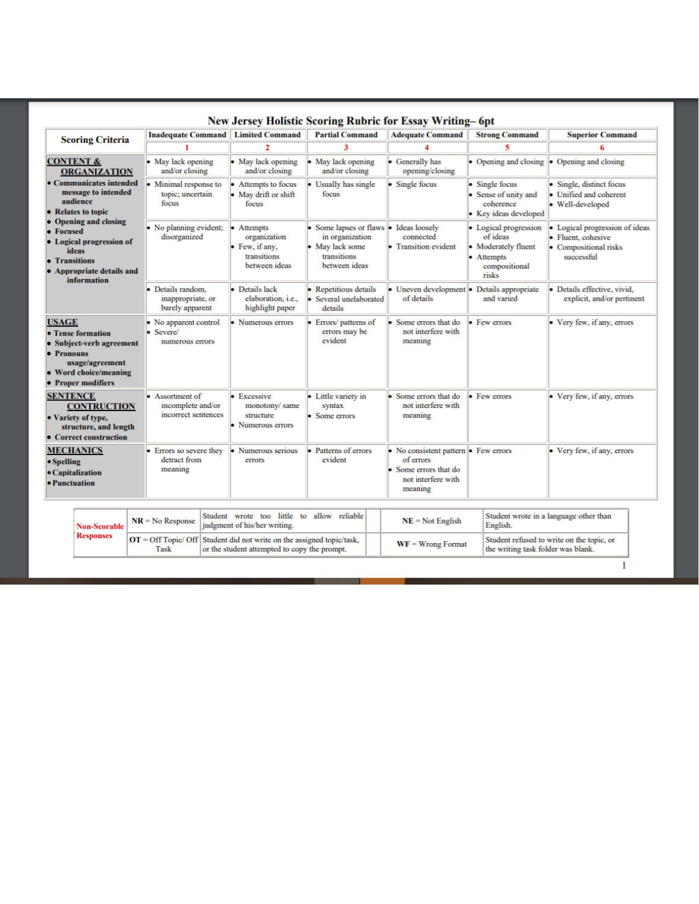# New Jersey Holistic Scoring Rubric for Essay Writing– 6pt

| Scoring Criteria | Inadequate Command | Limited Command | Partial Command | Adequate Command | Strong Command | Superior Command |
|---|---|---|---|---|---|---|
| | 1 | 2 | 3 | 4 | 5 | 6 |
| **CONTENT & ORGANIZATION**<br>• Communicates intended message to intended audience<br>• Relates to topic<br>• Opening and closing<br>• Focused<br>• Logical progression of ideas<br>• Transitions<br>• Appropriate details and information | • May lack opening and/or closing | • May lack opening and/or closing | • May lack opening and/or closing | • Generally has opening/closing | • Opening and closing | • Opening and closing |
| | • Minimal response to topic; uncertain focus | • Attempts to focus<br>• May drift or shift focus | • Usually has single focus | • Single focus | • Single focus<br>• Sense of unity and coherence<br>• Key ideas developed | • Single, distinct focus<br>• Unified and coherent<br>• Well-developed |
| | • No planning evident; disorganized | • Attempts organization<br>• Few, if any, transitions between ideas | • Some lapses or flaws in organization<br>• May lack some transitions between ideas | • Ideas loosely connected<br>• Transition evident | • Logical progression of ideas<br>• Moderately fluent<br>• Attempts compositional risks | • Logical progression of ideas<br>• Fluent, cohesive<br>• Compositional risks successful |
| | • Details random, inappropriate, or barely apparent | • Details lack elaboration, i.e., highlight paper | • Repetitious details<br>• Several unelaborated details | • Uneven development of details | • Details appropriate and varied | • Details effective, vivid, explicit, and/or pertinent |
| **USAGE**<br>• Tense formation<br>• Subject-verb agreement<br>• Pronouns usage/agreement<br>• Word choice/meaning<br>• Proper modifiers | • No apparent control<br>• Severe/ numerous errors | • Numerous errors | • Errors/ patterns of errors may be evident | • Some errors that do not interfere with meaning | • Few errors | • Very few, if any, errors |
| **SENTENCE CONTRUCTION**<br>• Variety of type, structure, and length<br>• Correct construction | • Assortment of incomplete and/or incorrect sentences | • Excessive monotony/ same structure<br>• Numerous errors | • Little variety in syntax<br>• Some errors | • Some errors that do not interfere with meaning | • Few errors | • Very few, if any, errors |
| **MECHANICS**<br>• Spelling<br>• Capitalization<br>• Punctuation | • Errors so severe they detract from meaning | • Numerous serious errors | • Patterns of errors evident | • No consistent pattern of errors<br>• Some errors that do not interfere with meaning | • Few errors | • Very few, if any, errors |

| Non-Scorable Responses | | | | |
|---|---|---|---|---|
| | **NR** = No Response | Student wrote too little to allow reliable judgment of his/her writing. | **NE** = Not English | Student wrote in a language other than English. |
| | **OT** = Off Topic/ Off Task | Student did not write on the assigned topic/task, or the student attempted to copy the prompt. | **WF** = Wrong Format | Student refused to write on the topic, or the writing task folder was blank. |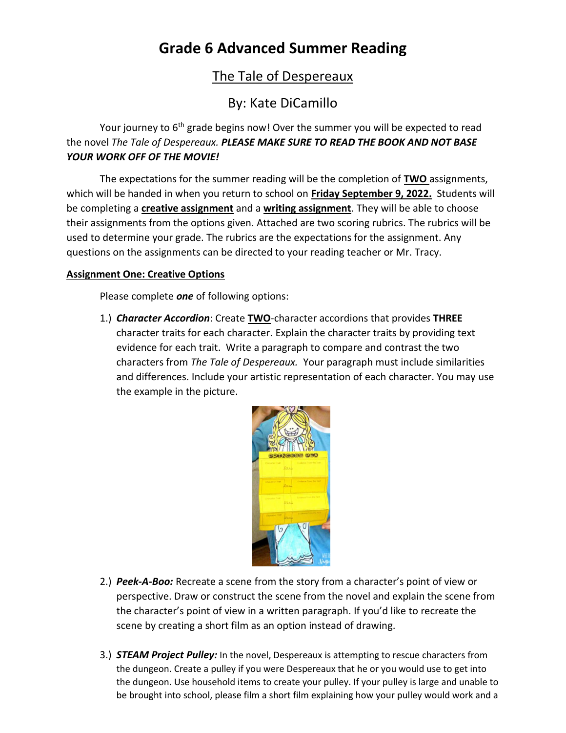# Grade 6 Advanced Summer Reading

## The Tale of Despereaux

## By: Kate DiCamillo

Your journey to 6th grade begins now! Over the summer you will be expected to read the novel *The Tale of Despereaux.* ***PLEASE MAKE SURE TO READ THE BOOK AND NOT BASE YOUR WORK OFF OF THE MOVIE!***

The expectations for the summer reading will be the completion of **TWO** assignments, which will be handed in when you return to school on **Friday September 9, 2022.** Students will be completing a **creative assignment** and a **writing assignment**. They will be able to choose their assignments from the options given. Attached are two scoring rubrics. The rubrics will be used to determine your grade. The rubrics are the expectations for the assignment. Any questions on the assignments can be directed to your reading teacher or Mr. Tracy.

**Assignment One: Creative Options**

Please complete ***one*** of following options:

1.) ***Character Accordion***: Create **TWO**-character accordions that provides **THREE** character traits for each character. Explain the character traits by providing text evidence for each trait. Write a paragraph to compare and contrast the two characters from *The Tale of Despereaux.* Your paragraph must include similarities and differences. Include your artistic representation of each character. You may use the example in the picture.

2.) ***Peek-A-Boo:*** Recreate a scene from the story from a character's point of view or perspective. Draw or construct the scene from the novel and explain the scene from the character's point of view in a written paragraph. If you'd like to recreate the scene by creating a short film as an option instead of drawing.

3.) ***STEAM Project Pulley:*** In the novel, Despereaux is attempting to rescue characters from the dungeon. Create a pulley if you were Despereaux that he or you would use to get into the dungeon. Use household items to create your pulley. If your pulley is large and unable to be brought into school, please film a short film explaining how your pulley would work and a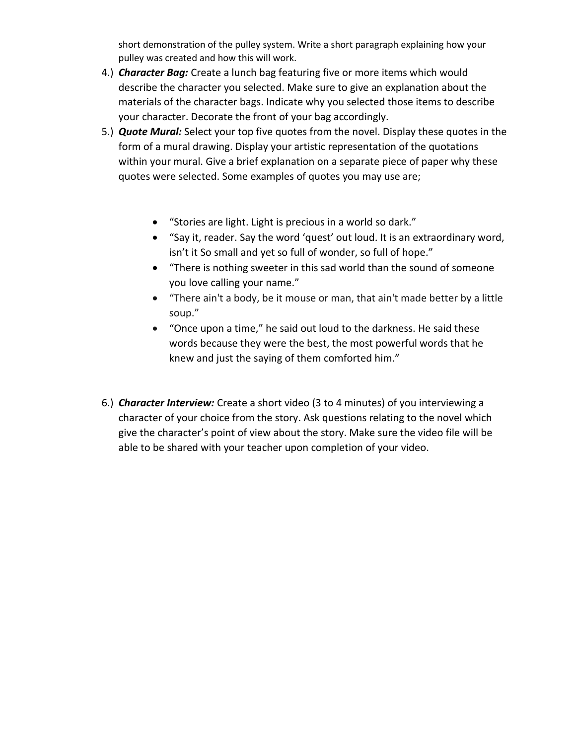short demonstration of the pulley system. Write a short paragraph explaining how your pulley was created and how this will work.

4.) ***Character Bag:*** Create a lunch bag featuring five or more items which would describe the character you selected. Make sure to give an explanation about the materials of the character bags. Indicate why you selected those items to describe your character. Decorate the front of your bag accordingly.

5.) ***Quote Mural:*** Select your top five quotes from the novel. Display these quotes in the form of a mural drawing. Display your artistic representation of the quotations within your mural. Give a brief explanation on a separate piece of paper why these quotes were selected. Some examples of quotes you may use are;

- "Stories are light. Light is precious in a world so dark."
- "Say it, reader. Say the word 'quest' out loud. It is an extraordinary word, isn't it So small and yet so full of wonder, so full of hope."
- "There is nothing sweeter in this sad world than the sound of someone you love calling your name."
- "There ain't a body, be it mouse or man, that ain't made better by a little soup."
- "Once upon a time," he said out loud to the darkness. He said these words because they were the best, the most powerful words that he knew and just the saying of them comforted him."

6.) ***Character Interview:*** Create a short video (3 to 4 minutes) of you interviewing a character of your choice from the story. Ask questions relating to the novel which give the character's point of view about the story. Make sure the video file will be able to be shared with your teacher upon completion of your video.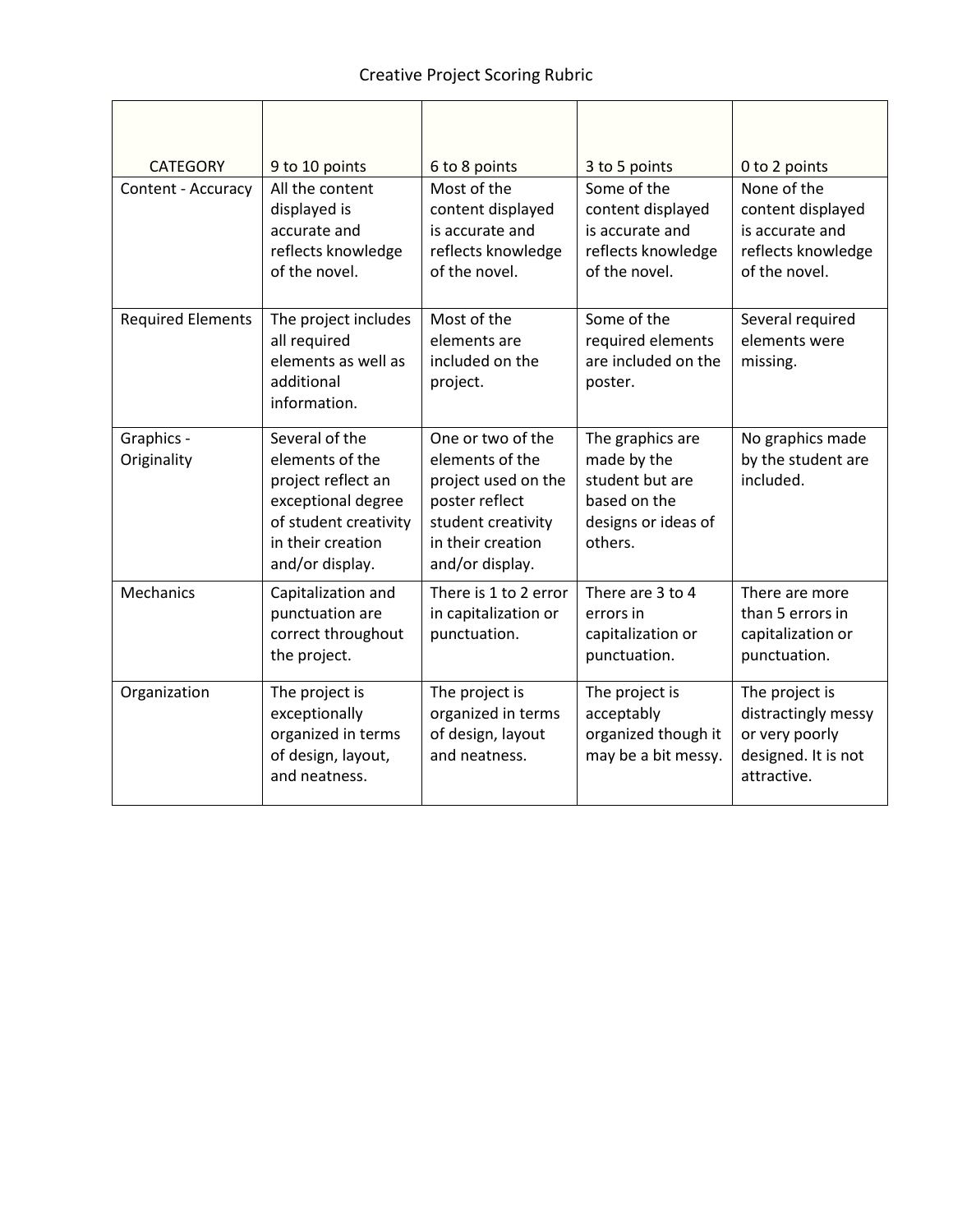# Creative Project Scoring Rubric

| CATEGORY | 9 to 10 points | 6 to 8 points | 3 to 5 points | 0 to 2 points |
|---|---|---|---|---|
| Content - Accuracy | All the content displayed is accurate and reflects knowledge of the novel. | Most of the content displayed is accurate and reflects knowledge of the novel. | Some of the content displayed is accurate and reflects knowledge of the novel. | None of the content displayed is accurate and reflects knowledge of the novel. |
| Required Elements | The project includes all required elements as well as additional information. | Most of the elements are included on the project. | Some of the required elements are included on the poster. | Several required elements were missing. |
| Graphics - Originality | Several of the elements of the project reflect an exceptional degree of student creativity in their creation and/or display. | One or two of the elements of the project used on the poster reflect student creativity in their creation and/or display. | The graphics are made by the student but are based on the designs or ideas of others. | No graphics made by the student are included. |
| Mechanics | Capitalization and punctuation are correct throughout the project. | There is 1 to 2 error in capitalization or punctuation. | There are 3 to 4 errors in capitalization or punctuation. | There are more than 5 errors in capitalization or punctuation. |
| Organization | The project is exceptionally organized in terms of design, layout, and neatness. | The project is organized in terms of design, layout and neatness. | The project is acceptably organized though it may be a bit messy. | The project is distractingly messy or very poorly designed. It is not attractive. |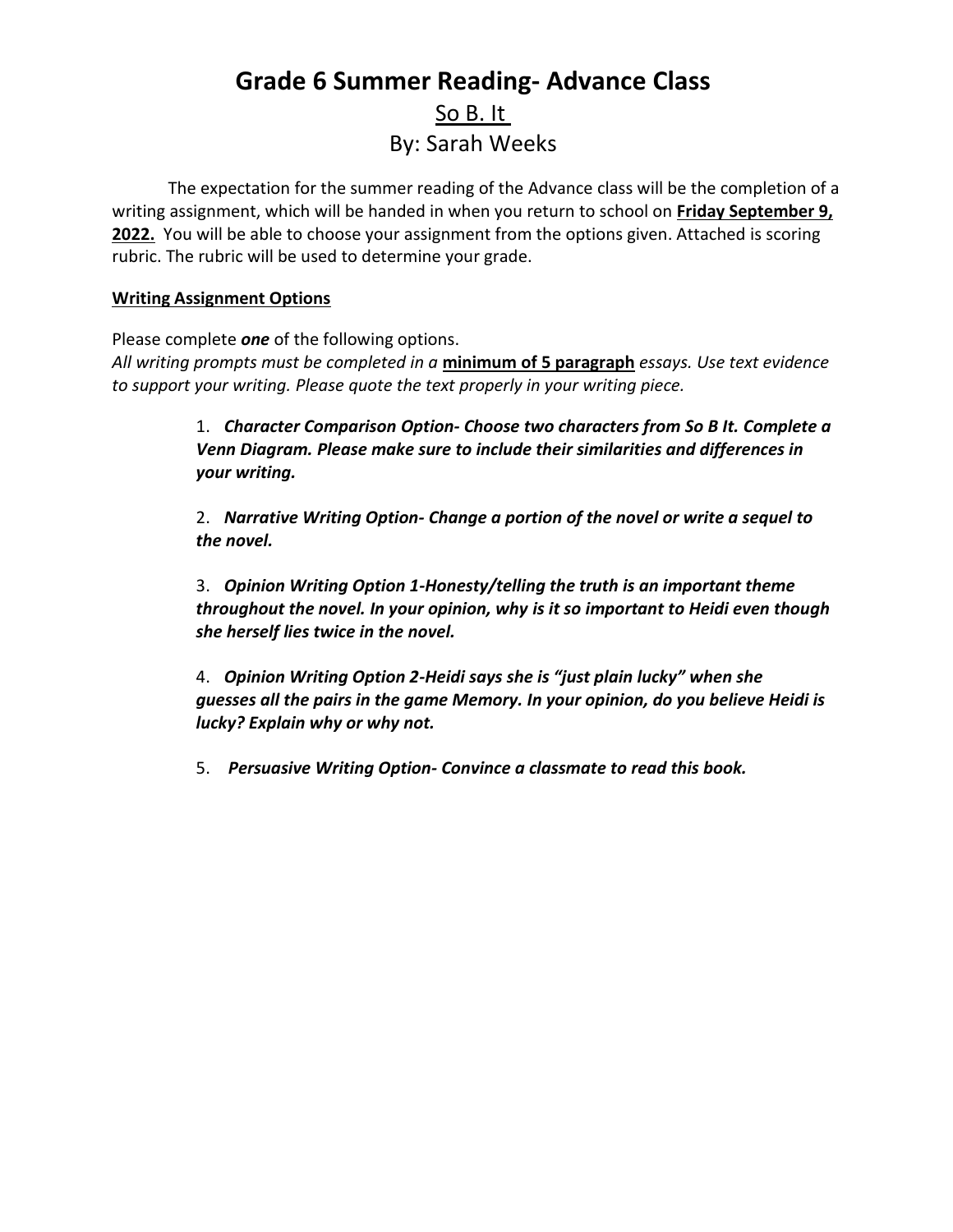# Grade 6 Summer Reading- Advance Class

<u>So B. It</u>

By: Sarah Weeks

The expectation for the summer reading of the Advance class will be the completion of a writing assignment, which will be handed in when you return to school on **<u>Friday September 9, 2022.</u>** You will be able to choose your assignment from the options given. Attached is scoring rubric. The rubric will be used to determine your grade.

**<u>Writing Assignment Options</u>**

Please complete ***one*** of the following options.

*All writing prompts must be completed in a* **<u>minimum of 5 paragraph</u>** *essays. Use text evidence to support your writing. Please quote the text properly in your writing piece.*

1. ***Character Comparison Option- Choose two characters from So B It. Complete a Venn Diagram. Please make sure to include their similarities and differences in your writing.***

2. ***Narrative Writing Option- Change a portion of the novel or write a sequel to the novel.***

3. ***Opinion Writing Option 1-Honesty/telling the truth is an important theme throughout the novel. In your opinion, why is it so important to Heidi even though she herself lies twice in the novel.***

4. ***Opinion Writing Option 2-Heidi says she is "just plain lucky" when she guesses all the pairs in the game Memory. In your opinion, do you believe Heidi is lucky? Explain why or why not.***

5. ***Persuasive Writing Option- Convince a classmate to read this book.***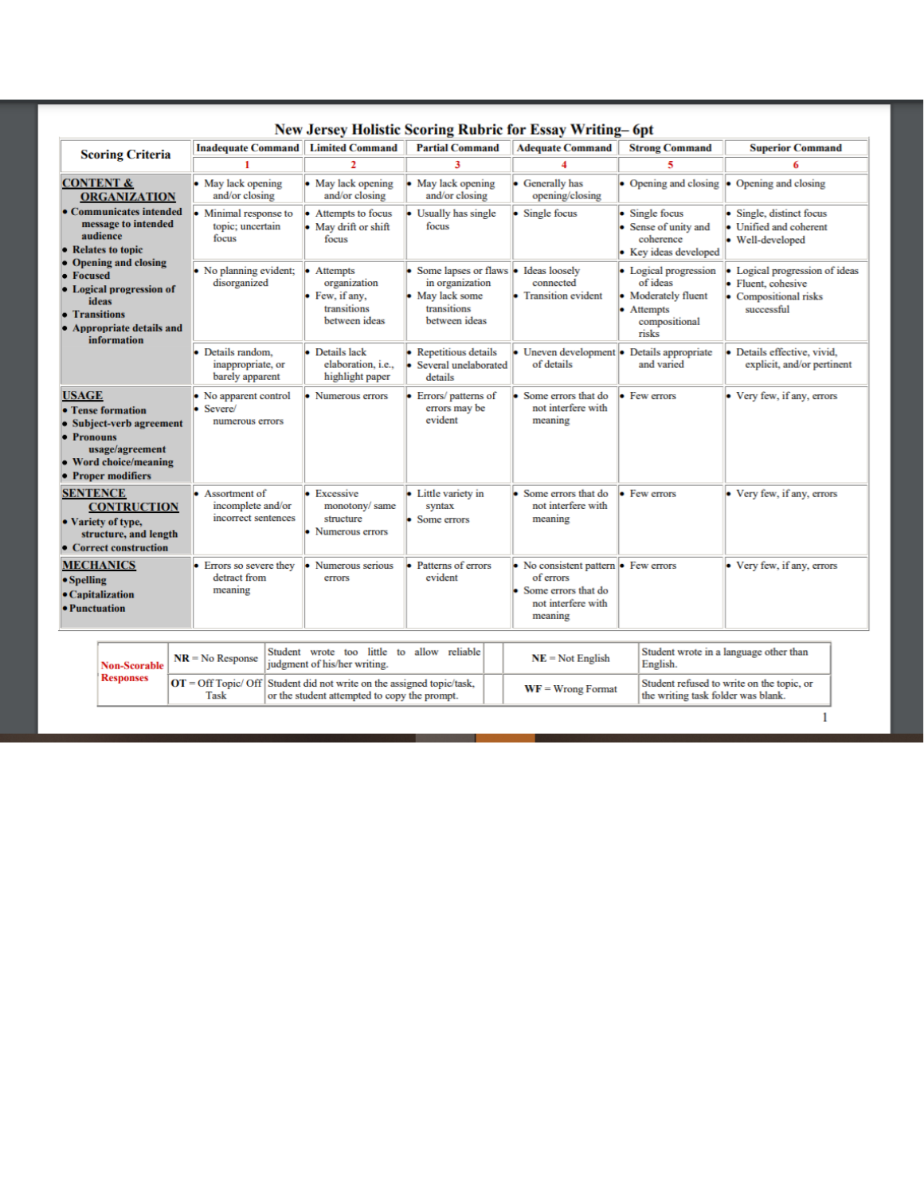# New Jersey Holistic Scoring Rubric for Essay Writing– 6pt

| Scoring Criteria | Inadequate Command | Limited Command | Partial Command | Adequate Command | Strong Command | Superior Command |
|---|---|---|---|---|---|---|
| | 1 | 2 | 3 | 4 | 5 | 6 |
| **CONTENT & ORGANIZATION**<br>• Communicates intended message to intended audience<br>• Relates to topic<br>• Opening and closing<br>• Focused<br>• Logical progression of ideas<br>• Transitions<br>• Appropriate details and information | • May lack opening and/or closing | • May lack opening and/or closing | • May lack opening and/or closing | • Generally has opening/closing | • Opening and closing | • Opening and closing |
| | • Minimal response to topic; uncertain focus | • Attempts to focus<br>• May drift or shift focus | • Usually has single focus | • Single focus | • Single focus<br>• Sense of unity and coherence<br>• Key ideas developed | • Single, distinct focus<br>• Unified and coherent<br>• Well-developed |
| | • No planning evident; disorganized | • Attempts organization<br>• Few, if any, transitions between ideas | • Some lapses or flaws in organization<br>• May lack some transitions between ideas | • Ideas loosely connected<br>• Transition evident | • Logical progression of ideas<br>• Moderately fluent<br>• Attempts compositional risks | • Logical progression of ideas<br>• Fluent, cohesive<br>• Compositional risks successful |
| | • Details random, inappropriate, or barely apparent | • Details lack elaboration, i.e., highlight paper | • Repetitious details<br>• Several unelaborated details | • Uneven development of details | • Details appropriate and varied | • Details effective, vivid, explicit, and/or pertinent |
| **USAGE**<br>• Tense formation<br>• Subject-verb agreement<br>• Pronouns usage/agreement<br>• Word choice/meaning<br>• Proper modifiers | • No apparent control<br>• Severe/ numerous errors | • Numerous errors | • Errors/ patterns of errors may be evident | • Some errors that do not interfere with meaning | • Few errors | • Very few, if any, errors |
| **SENTENCE CONTRUCTION**<br>• Variety of type, structure, and length<br>• Correct construction | • Assortment of incomplete and/or incorrect sentences | • Excessive monotony/ same structure<br>• Numerous errors | • Little variety in syntax<br>• Some errors | • Some errors that do not interfere with meaning | • Few errors | • Very few, if any, errors |
| **MECHANICS**<br>• Spelling<br>• Capitalization<br>• Punctuation | • Errors so severe they detract from meaning | • Numerous serious errors | • Patterns of errors evident | • No consistent pattern of errors<br>• Some errors that do not interfere with meaning | • Few errors | • Very few, if any, errors |

| Non-Scorable Responses | | | | |
|---|---|---|---|---|
| | **NR** = No Response | Student wrote too little to allow reliable judgment of his/her writing. | **NE** = Not English | Student wrote in a language other than English. |
| | **OT** = Off Topic/ Off Task | Student did not write on the assigned topic/task, or the student attempted to copy the prompt. | **WF** = Wrong Format | Student refused to write on the topic, or the writing task folder was blank. |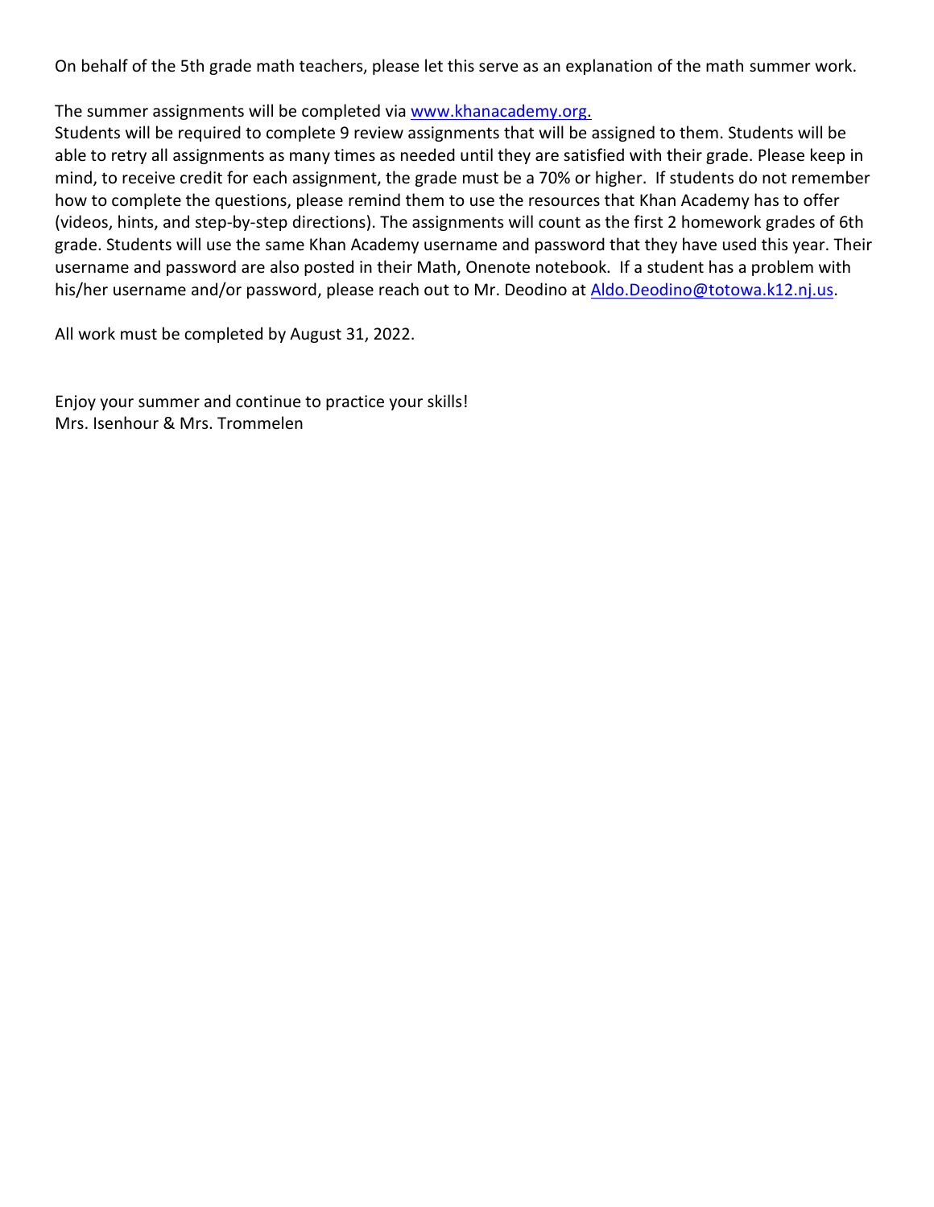On behalf of the 5th grade math teachers, please let this serve as an explanation of the math summer work.

The summer assignments will be completed via www.khanacademy.org.
Students will be required to complete 9 review assignments that will be assigned to them. Students will be able to retry all assignments as many times as needed until they are satisfied with their grade. Please keep in mind, to receive credit for each assignment, the grade must be a 70% or higher. If students do not remember how to complete the questions, please remind them to use the resources that Khan Academy has to offer (videos, hints, and step-by-step directions). The assignments will count as the first 2 homework grades of 6th grade. Students will use the same Khan Academy username and password that they have used this year. Their username and password are also posted in their Math, Onenote notebook. If a student has a problem with his/her username and/or password, please reach out to Mr. Deodino at Aldo.Deodino@totowa.k12.nj.us.

All work must be completed by August 31, 2022.

Enjoy your summer and continue to practice your skills!
Mrs. Isenhour & Mrs. Trommelen